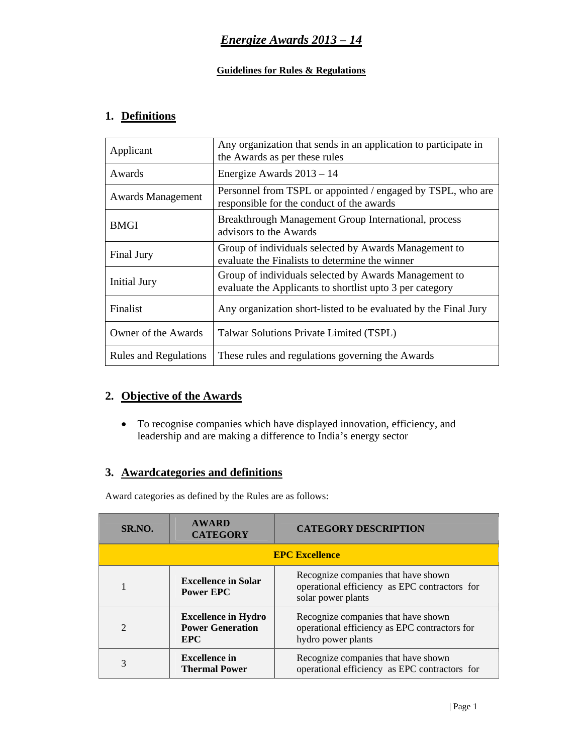# *Energize Awards 2013 – 14*

**Guidelines for Rules & Regulations**

## 1. Definitions

| | |
|---|---|
| Applicant | Any organization that sends in an application to participate in the Awards as per these rules |
| Awards | Energize Awards 2013 – 14 |
| Awards Management | Personnel from TSPL or appointed / engaged by TSPL, who are responsible for the conduct of the awards |
| BMGI | Breakthrough Management Group International, process advisors to the Awards |
| Final Jury | Group of individuals selected by Awards Management to evaluate the Finalists to determine the winner |
| Initial Jury | Group of individuals selected by Awards Management to evaluate the Applicants to shortlist upto 3 per category |
| Finalist | Any organization short-listed to be evaluated by the Final Jury |
| Owner of the Awards | Talwar Solutions Private Limited (TSPL) |
| Rules and Regulations | These rules and regulations governing the Awards |

## 2. Objective of the Awards

- To recognise companies which have displayed innovation, efficiency, and leadership and are making a difference to India's energy sector

## 3. Awardcategories and definitions

Award categories as defined by the Rules are as follows:

| SR.NO. | AWARD CATEGORY | CATEGORY DESCRIPTION |
|---|---|---|
| | **EPC Excellence** | |
| 1 | **Excellence in Solar Power EPC** | Recognize companies that have shown operational efficiency as EPC contractors for solar power plants |
| 2 | **Excellence in Hydro Power Generation EPC** | Recognize companies that have shown operational efficiency as EPC contractors for hydro power plants |
| 3 | **Excellence in Thermal Power** | Recognize companies that have shown operational efficiency as EPC contractors for |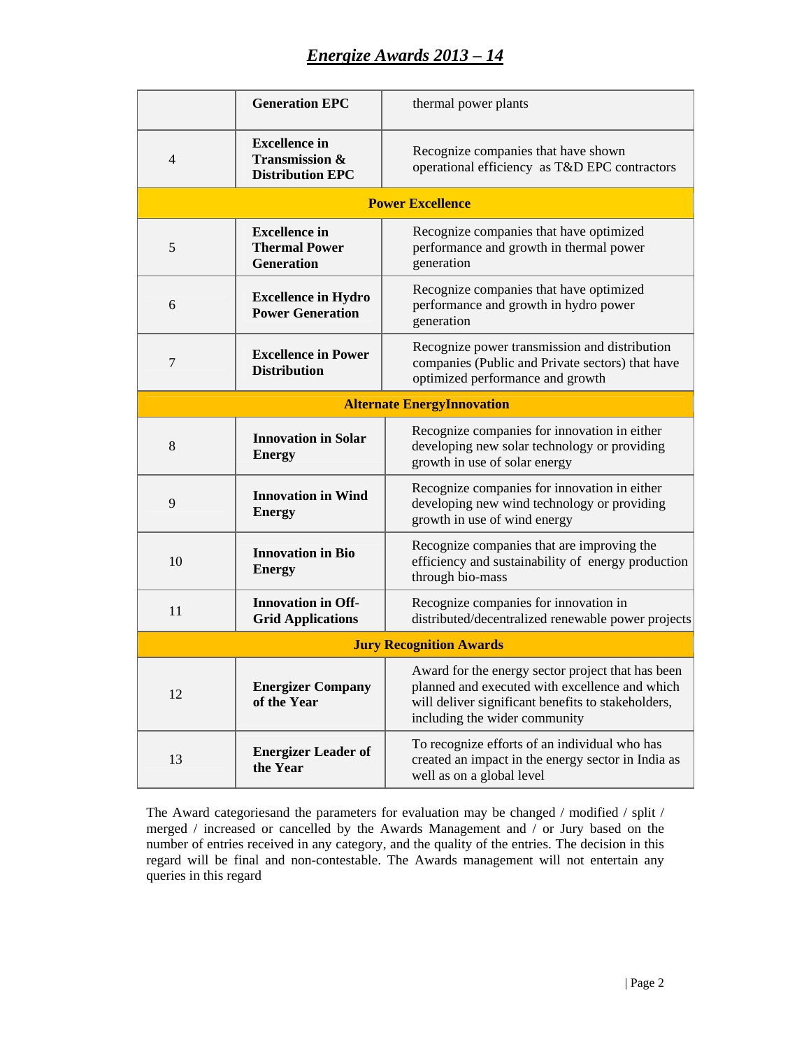# *Energize Awards 2013 – 14*

| | | |
|---|---|---|
| | **Generation EPC** | thermal power plants |
| 4 | **Excellence in Transmission & Distribution EPC** | Recognize companies that have shown operational efficiency as T&D EPC contractors |
| **Power Excellence** | | |
| 5 | **Excellence in Thermal Power Generation** | Recognize companies that have optimized performance and growth in thermal power generation |
| 6 | **Excellence in Hydro Power Generation** | Recognize companies that have optimized performance and growth in hydro power generation |
| 7 | **Excellence in Power Distribution** | Recognize power transmission and distribution companies (Public and Private sectors) that have optimized performance and growth |
| **Alternate EnergyInnovation** | | |
| 8 | **Innovation in Solar Energy** | Recognize companies for innovation in either developing new solar technology or providing growth in use of solar energy |
| 9 | **Innovation in Wind Energy** | Recognize companies for innovation in either developing new wind technology or providing growth in use of wind energy |
| 10 | **Innovation in Bio Energy** | Recognize companies that are improving the efficiency and sustainability of energy production through bio-mass |
| 11 | **Innovation in Off-Grid Applications** | Recognize companies for innovation in distributed/decentralized renewable power projects |
| **Jury Recognition Awards** | | |
| 12 | **Energizer Company of the Year** | Award for the energy sector project that has been planned and executed with excellence and which will deliver significant benefits to stakeholders, including the wider community |
| 13 | **Energizer Leader of the Year** | To recognize efforts of an individual who has created an impact in the energy sector in India as well as on a global level |

The Award categoriesand the parameters for evaluation may be changed / modified / split / merged / increased or cancelled by the Awards Management and / or Jury based on the number of entries received in any category, and the quality of the entries. The decision in this regard will be final and non-contestable. The Awards management will not entertain any queries in this regard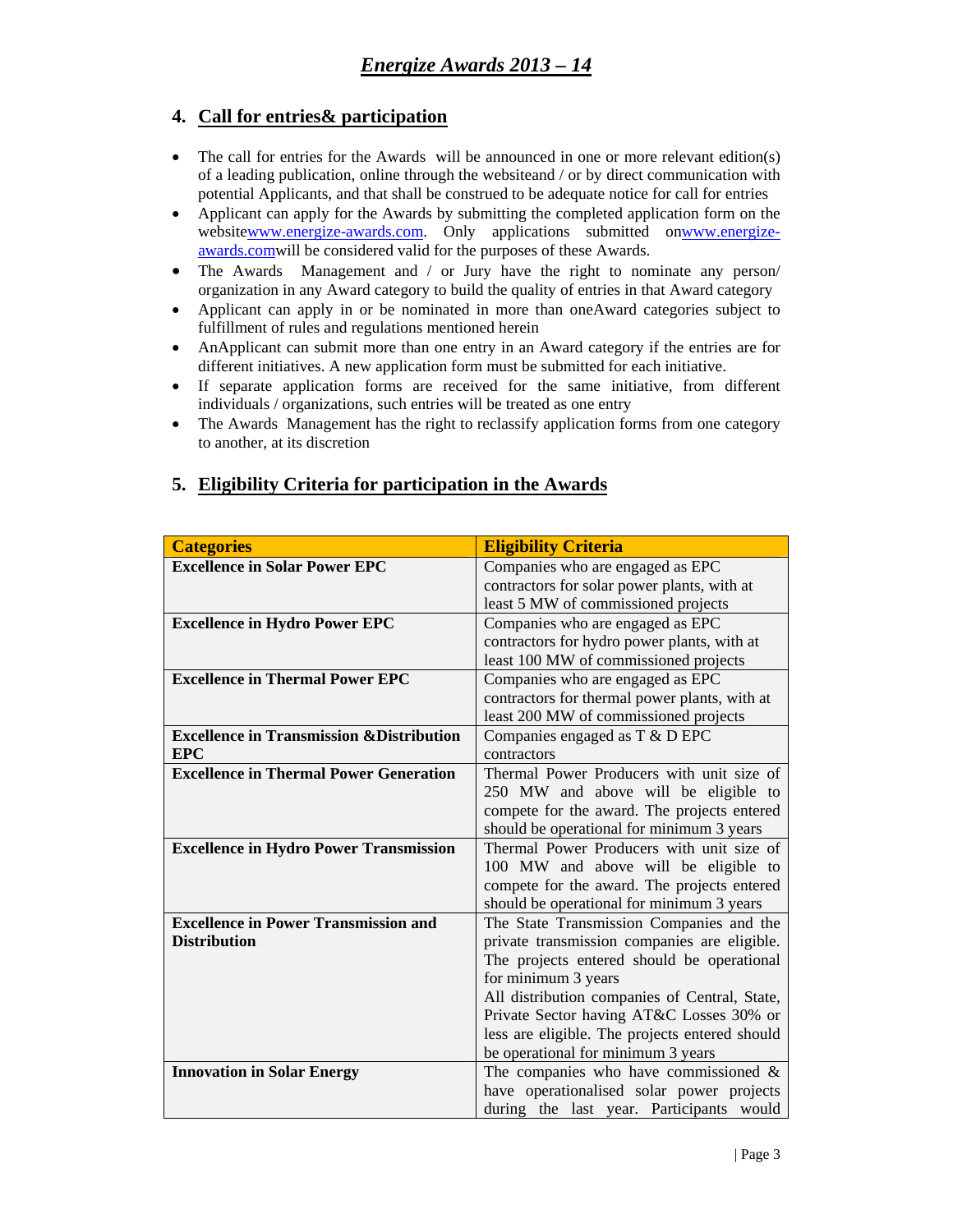# *Energize Awards 2013 – 14*

## 4. Call for entries& participation

- The call for entries for the Awards will be announced in one or more relevant edition(s) of a leading publication, online through the websiteand / or by direct communication with potential Applicants, and that shall be construed to be adequate notice for call for entries
- Applicant can apply for the Awards by submitting the completed application form on the websitewww.energize-awards.com. Only applications submitted onwww.energize-awards.comwill be considered valid for the purposes of these Awards.
- The Awards Management and / or Jury have the right to nominate any person/ organization in any Award category to build the quality of entries in that Award category
- Applicant can apply in or be nominated in more than oneAward categories subject to fulfillment of rules and regulations mentioned herein
- AnApplicant can submit more than one entry in an Award category if the entries are for different initiatives. A new application form must be submitted for each initiative.
- If separate application forms are received for the same initiative, from different individuals / organizations, such entries will be treated as one entry
- The Awards Management has the right to reclassify application forms from one category to another, at its discretion

## 5. Eligibility Criteria for participation in the Awards

| Categories | Eligibility Criteria |
|---|---|
| **Excellence in Solar Power EPC** | Companies who are engaged as EPC contractors for solar power plants, with at least 5 MW of commissioned projects |
| **Excellence in Hydro Power EPC** | Companies who are engaged as EPC contractors for hydro power plants, with at least 100 MW of commissioned projects |
| **Excellence in Thermal Power EPC** | Companies who are engaged as EPC contractors for thermal power plants, with at least 200 MW of commissioned projects |
| **Excellence in Transmission &Distribution EPC** | Companies engaged as T & D EPC contractors |
| **Excellence in Thermal Power Generation** | Thermal Power Producers with unit size of 250 MW and above will be eligible to compete for the award. The projects entered should be operational for minimum 3 years |
| **Excellence in Hydro Power Transmission** | Thermal Power Producers with unit size of 100 MW and above will be eligible to compete for the award. The projects entered should be operational for minimum 3 years |
| **Excellence in Power Transmission and Distribution** | The State Transmission Companies and the private transmission companies are eligible. The projects entered should be operational for minimum 3 years<br>All distribution companies of Central, State, Private Sector having AT&C Losses 30% or less are eligible. The projects entered should be operational for minimum 3 years |
| **Innovation in Solar Energy** | The companies who have commissioned & have operationalised solar power projects during the last year. Participants would |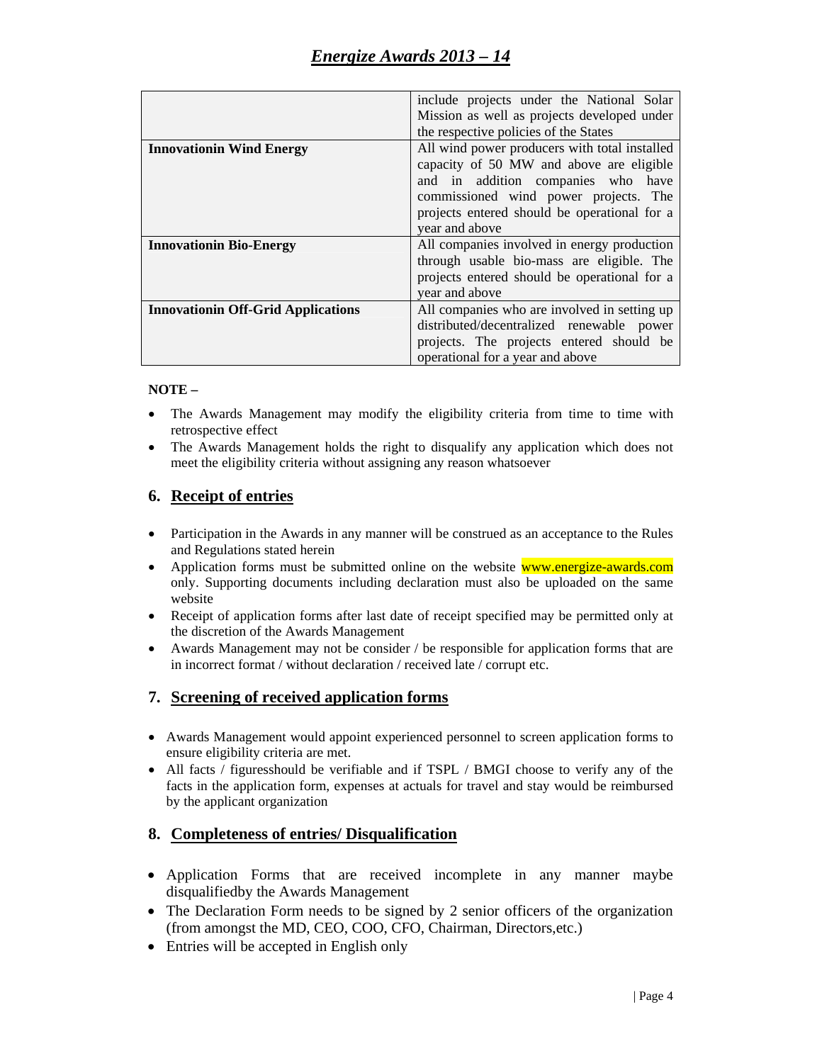| | |
|---|---|
| | include projects under the National Solar Mission as well as projects developed under the respective policies of the States |
| **Innovationin Wind Energy** | All wind power producers with total installed capacity of 50 MW and above are eligible and in addition companies who have commissioned wind power projects. The projects entered should be operational for a year and above |
| **Innovationin Bio-Energy** | All companies involved in energy production through usable bio-mass are eligible. The projects entered should be operational for a year and above |
| **Innovationin Off-Grid Applications** | All companies who are involved in setting up distributed/decentralized renewable power projects. The projects entered should be operational for a year and above |

**NOTE –**

- The Awards Management may modify the eligibility criteria from time to time with retrospective effect
- The Awards Management holds the right to disqualify any application which does not meet the eligibility criteria without assigning any reason whatsoever

## 6. Receipt of entries

- Participation in the Awards in any manner will be construed as an acceptance to the Rules and Regulations stated herein
- Application forms must be submitted online on the website www.energize-awards.com only. Supporting documents including declaration must also be uploaded on the same website
- Receipt of application forms after last date of receipt specified may be permitted only at the discretion of the Awards Management
- Awards Management may not be consider / be responsible for application forms that are in incorrect format / without declaration / received late / corrupt etc.

## 7. Screening of received application forms

- Awards Management would appoint experienced personnel to screen application forms to ensure eligibility criteria are met.
- All facts / figuresshould be verifiable and if TSPL / BMGI choose to verify any of the facts in the application form, expenses at actuals for travel and stay would be reimbursed by the applicant organization

## 8. Completeness of entries/ Disqualification

- Application Forms that are received incomplete in any manner maybe disqualifiedby the Awards Management
- The Declaration Form needs to be signed by 2 senior officers of the organization (from amongst the MD, CEO, COO, CFO, Chairman, Directors,etc.)
- Entries will be accepted in English only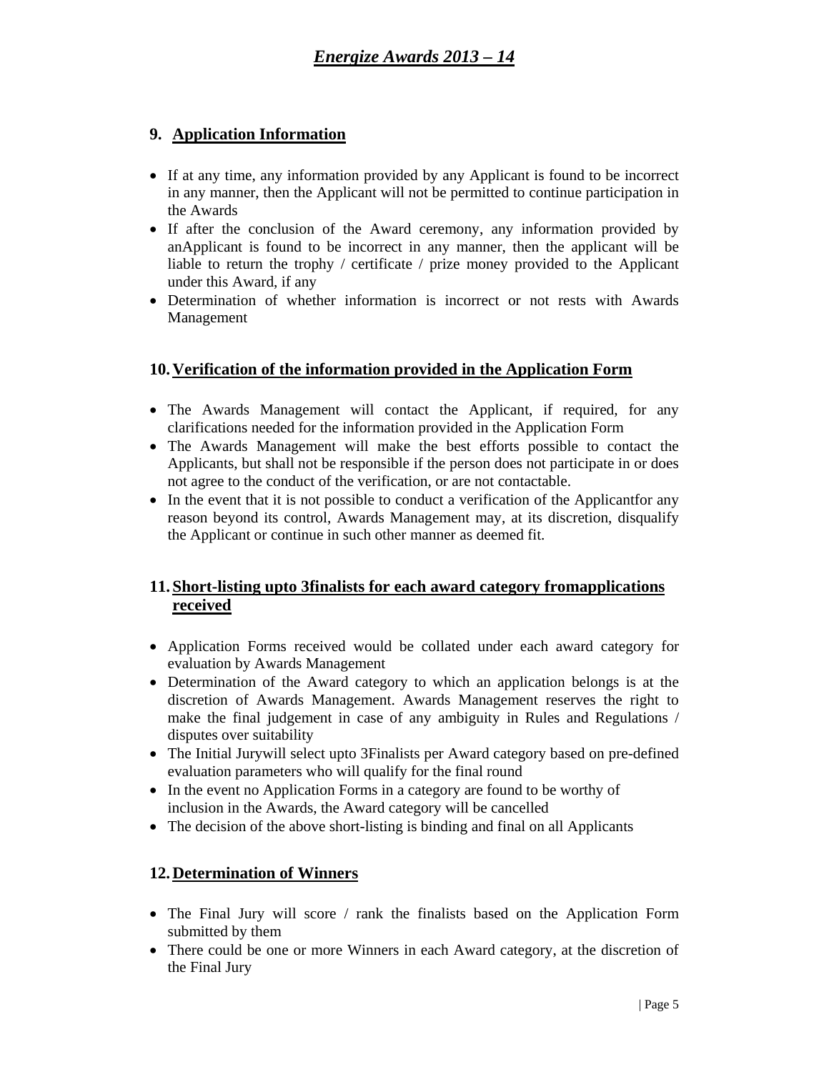## 9. Application Information

- If at any time, any information provided by any Applicant is found to be incorrect in any manner, then the Applicant will not be permitted to continue participation in the Awards
- If after the conclusion of the Award ceremony, any information provided by anApplicant is found to be incorrect in any manner, then the applicant will be liable to return the trophy / certificate / prize money provided to the Applicant under this Award, if any
- Determination of whether information is incorrect or not rests with Awards Management

## 10. Verification of the information provided in the Application Form

- The Awards Management will contact the Applicant, if required, for any clarifications needed for the information provided in the Application Form
- The Awards Management will make the best efforts possible to contact the Applicants, but shall not be responsible if the person does not participate in or does not agree to the conduct of the verification, or are not contactable.
- In the event that it is not possible to conduct a verification of the Applicantfor any reason beyond its control, Awards Management may, at its discretion, disqualify the Applicant or continue in such other manner as deemed fit.

## 11. Short-listing upto 3finalists for each award category fromapplications received

- Application Forms received would be collated under each award category for evaluation by Awards Management
- Determination of the Award category to which an application belongs is at the discretion of Awards Management. Awards Management reserves the right to make the final judgement in case of any ambiguity in Rules and Regulations / disputes over suitability
- The Initial Jurywill select upto 3Finalists per Award category based on pre-defined evaluation parameters who will qualify for the final round
- In the event no Application Forms in a category are found to be worthy of inclusion in the Awards, the Award category will be cancelled
- The decision of the above short-listing is binding and final on all Applicants

## 12. Determination of Winners

- The Final Jury will score / rank the finalists based on the Application Form submitted by them
- There could be one or more Winners in each Award category, at the discretion of the Final Jury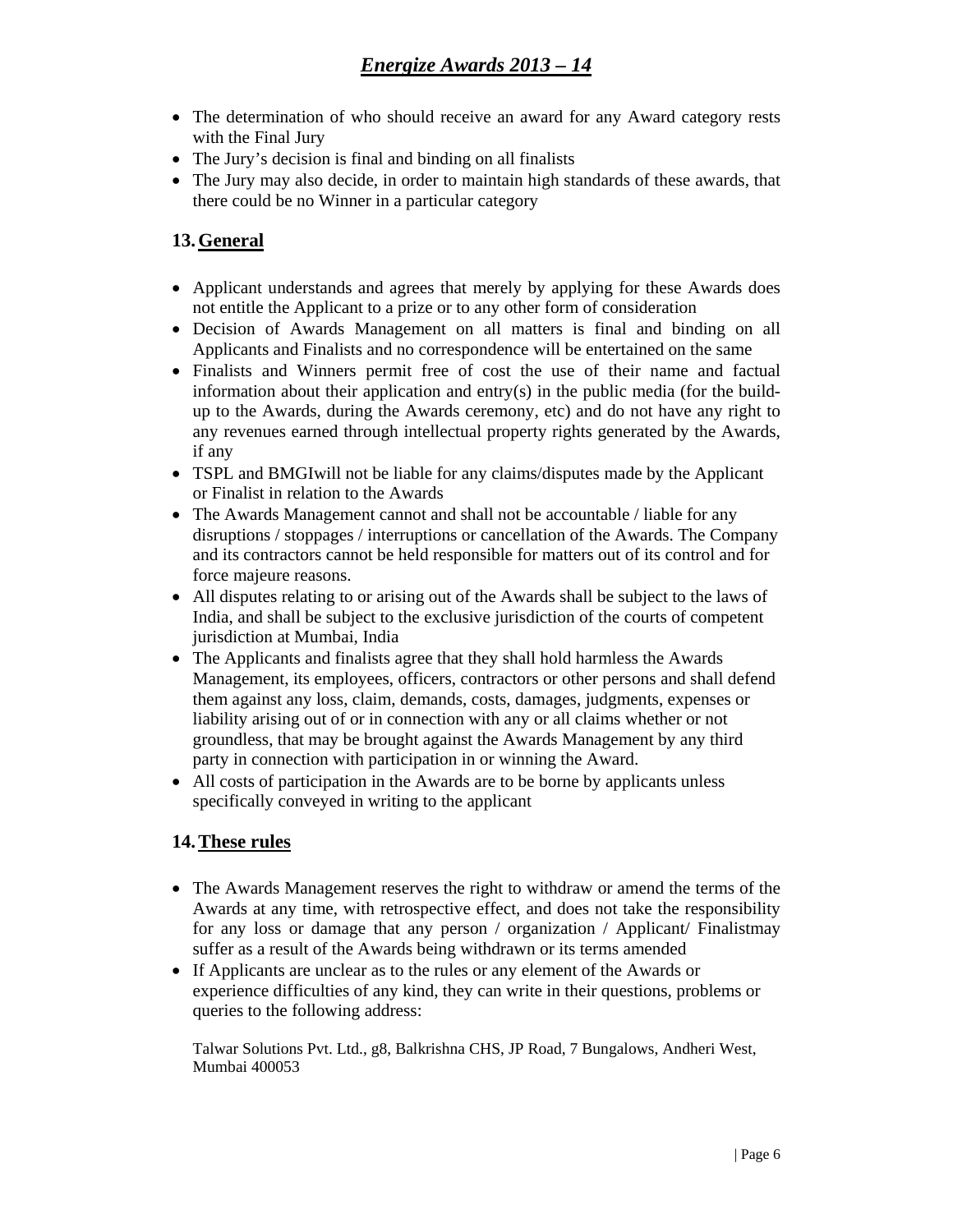- The determination of who should receive an award for any Award category rests with the Final Jury
- The Jury's decision is final and binding on all finalists
- The Jury may also decide, in order to maintain high standards of these awards, that there could be no Winner in a particular category

## 13. General

- Applicant understands and agrees that merely by applying for these Awards does not entitle the Applicant to a prize or to any other form of consideration
- Decision of Awards Management on all matters is final and binding on all Applicants and Finalists and no correspondence will be entertained on the same
- Finalists and Winners permit free of cost the use of their name and factual information about their application and entry(s) in the public media (for the build-up to the Awards, during the Awards ceremony, etc) and do not have any right to any revenues earned through intellectual property rights generated by the Awards, if any
- TSPL and BMGIwill not be liable for any claims/disputes made by the Applicant or Finalist in relation to the Awards
- The Awards Management cannot and shall not be accountable / liable for any disruptions / stoppages / interruptions or cancellation of the Awards. The Company and its contractors cannot be held responsible for matters out of its control and for force majeure reasons.
- All disputes relating to or arising out of the Awards shall be subject to the laws of India, and shall be subject to the exclusive jurisdiction of the courts of competent jurisdiction at Mumbai, India
- The Applicants and finalists agree that they shall hold harmless the Awards Management, its employees, officers, contractors or other persons and shall defend them against any loss, claim, demands, costs, damages, judgments, expenses or liability arising out of or in connection with any or all claims whether or not groundless, that may be brought against the Awards Management by any third party in connection with participation in or winning the Award.
- All costs of participation in the Awards are to be borne by applicants unless specifically conveyed in writing to the applicant

## 14. These rules

- The Awards Management reserves the right to withdraw or amend the terms of the Awards at any time, with retrospective effect, and does not take the responsibility for any loss or damage that any person / organization / Applicant/ Finalistmay suffer as a result of the Awards being withdrawn or its terms amended
- If Applicants are unclear as to the rules or any element of the Awards or experience difficulties of any kind, they can write in their questions, problems or queries to the following address:

  Talwar Solutions Pvt. Ltd., g8, Balkrishna CHS, JP Road, 7 Bungalows, Andheri West, Mumbai 400053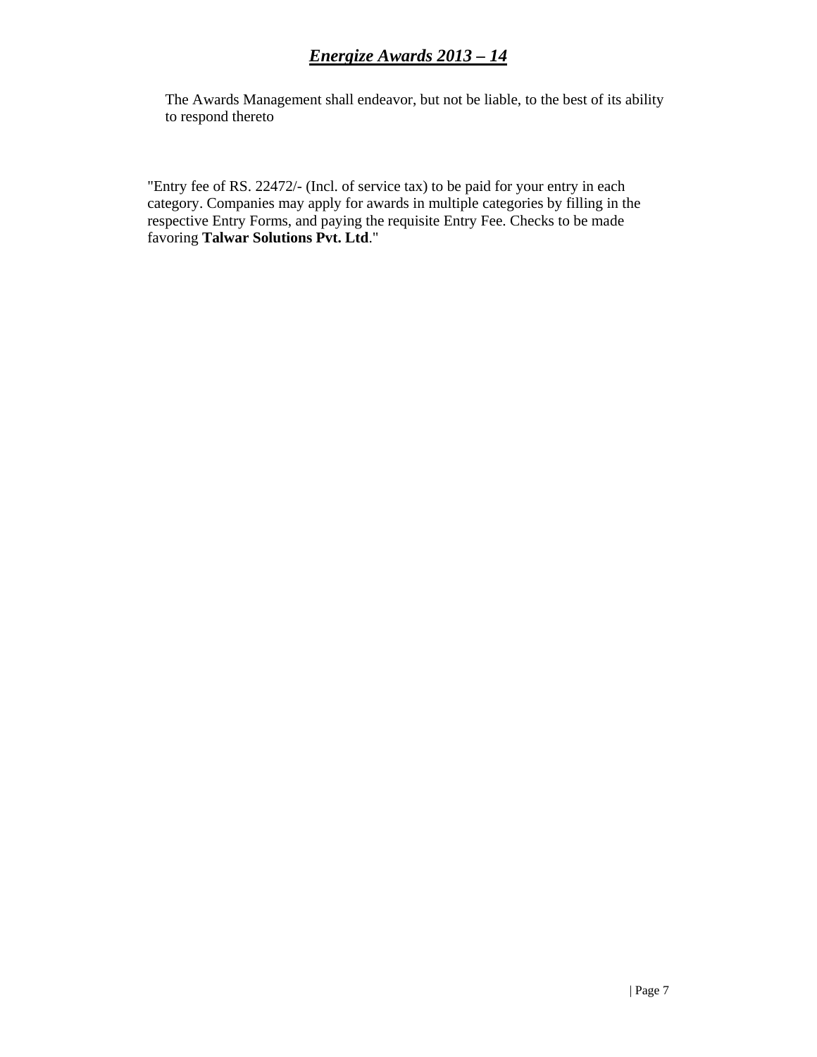The Awards Management shall endeavor, but not be liable, to the best of its ability to respond thereto

"Entry fee of RS. 22472/- (Incl. of service tax) to be paid for your entry in each category. Companies may apply for awards in multiple categories by filling in the respective Entry Forms, and paying the requisite Entry Fee. Checks to be made favoring **Talwar Solutions Pvt. Ltd**."